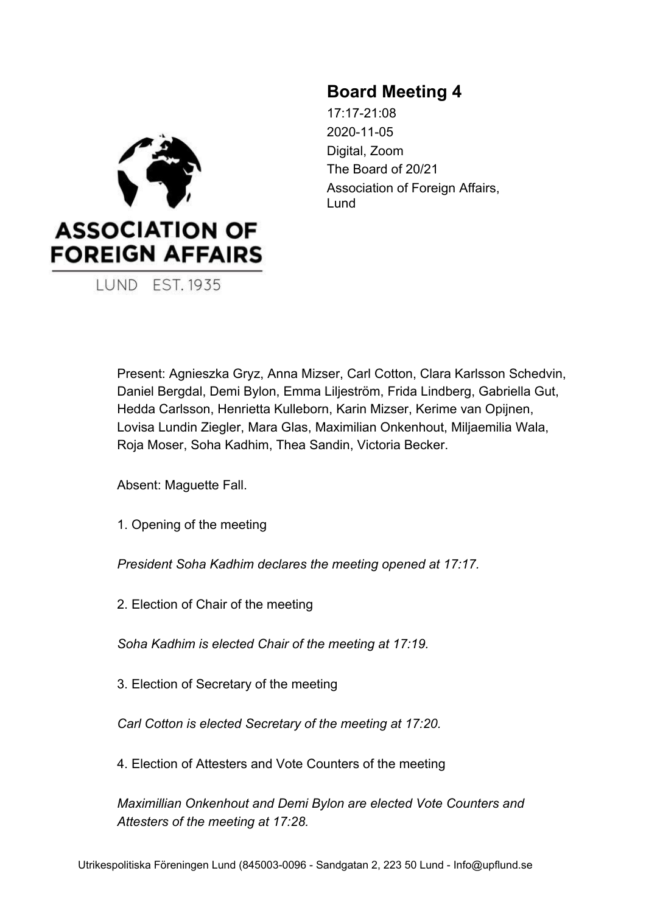# Board Meeting 4

17:17-21:08
2020-11-05
Digital, Zoom
The Board of 20/21
Association of Foreign Affairs, Lund

ASSOCIATION OF FOREIGN AFFAIRS
LUND EST. 1935

Present: Agnieszka Gryz, Anna Mizser, Carl Cotton, Clara Karlsson Schedvin, Daniel Bergdal, Demi Bylon, Emma Liljeström, Frida Lindberg, Gabriella Gut, Hedda Carlsson, Henrietta Kulleborn, Karin Mizser, Kerime van Opijnen, Lovisa Lundin Ziegler, Mara Glas, Maximilian Onkenhout, Miljaemilia Wala, Roja Moser, Soha Kadhim, Thea Sandin, Victoria Becker.

Absent: Maguette Fall.

1. Opening of the meeting

*President Soha Kadhim declares the meeting opened at 17:17.*

2. Election of Chair of the meeting

*Soha Kadhim is elected Chair of the meeting at 17:19.*

3. Election of Secretary of the meeting

*Carl Cotton is elected Secretary of the meeting at 17:20.*

4. Election of Attesters and Vote Counters of the meeting

*Maximillian Onkenhout and Demi Bylon are elected Vote Counters and Attesters of the meeting at 17:28.*

Utrikespolitiska Föreningen Lund (845003-0096 - Sandgatan 2, 223 50 Lund - Info@upflund.se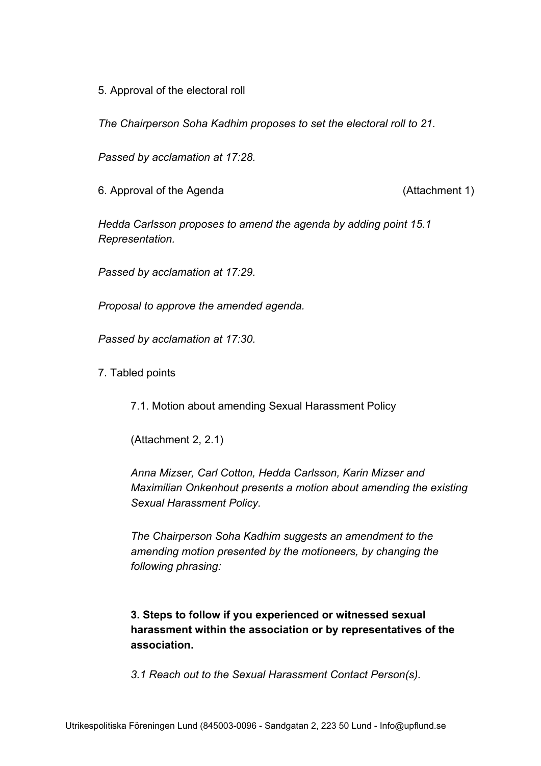5. Approval of the electoral roll

*The Chairperson Soha Kadhim proposes to set the electoral roll to 21.*

*Passed by acclamation at 17:28.*

6. Approval of the Agenda (Attachment 1)

*Hedda Carlsson proposes to amend the agenda by adding point 15.1 Representation.*

*Passed by acclamation at 17:29.*

*Proposal to approve the amended agenda.*

*Passed by acclamation at 17:30.*

7. Tabled points

7.1. Motion about amending Sexual Harassment Policy

(Attachment 2, 2.1)

*Anna Mizser, Carl Cotton, Hedda Carlsson, Karin Mizser and Maximilian Onkenhout presents a motion about amending the existing Sexual Harassment Policy.*

*The Chairperson Soha Kadhim suggests an amendment to the amending motion presented by the motioneers, by changing the following phrasing:*

**3. Steps to follow if you experienced or witnessed sexual harassment within the association or by representatives of the association.**

*3.1 Reach out to the Sexual Harassment Contact Person(s).*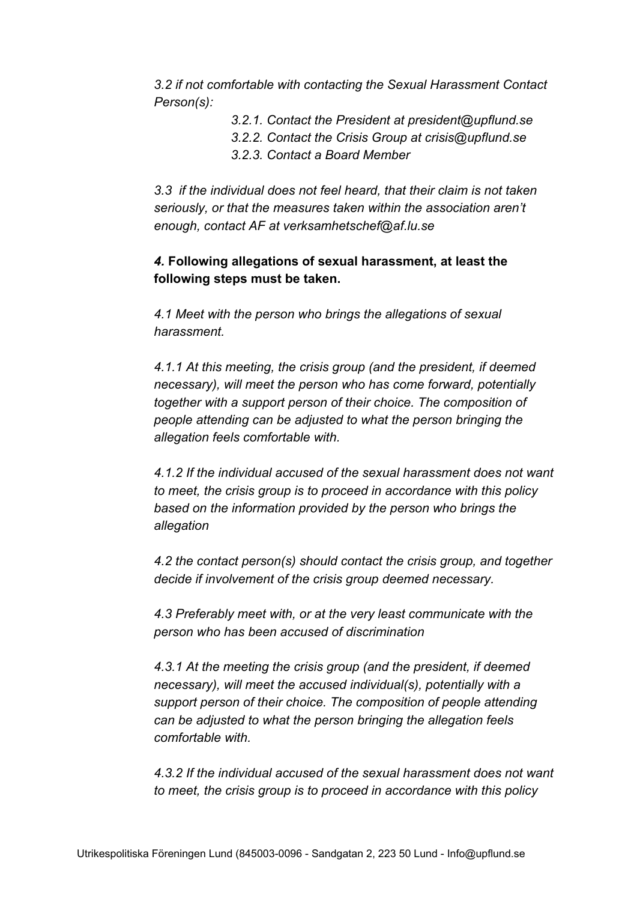*3.2 if not comfortable with contacting the Sexual Harassment Contact Person(s):*

- *3.2.1. Contact the President at president@upflund.se*
- *3.2.2. Contact the Crisis Group at crisis@upflund.se*
- *3.2.3. Contact a Board Member*

*3.3 if the individual does not feel heard, that their claim is not taken seriously, or that the measures taken within the association aren't enough, contact AF at verksamhetschef@af.lu.se*

***4.* Following allegations of sexual harassment, at least the following steps must be taken.**

*4.1 Meet with the person who brings the allegations of sexual harassment.*

*4.1.1 At this meeting, the crisis group (and the president, if deemed necessary), will meet the person who has come forward, potentially together with a support person of their choice. The composition of people attending can be adjusted to what the person bringing the allegation feels comfortable with.*

*4.1.2 If the individual accused of the sexual harassment does not want to meet, the crisis group is to proceed in accordance with this policy based on the information provided by the person who brings the allegation*

*4.2 the contact person(s) should contact the crisis group, and together decide if involvement of the crisis group deemed necessary.*

*4.3 Preferably meet with, or at the very least communicate with the person who has been accused of discrimination*

*4.3.1 At the meeting the crisis group (and the president, if deemed necessary), will meet the accused individual(s), potentially with a support person of their choice. The composition of people attending can be adjusted to what the person bringing the allegation feels comfortable with.*

*4.3.2 If the individual accused of the sexual harassment does not want to meet, the crisis group is to proceed in accordance with this policy*

Utrikespolitiska Föreningen Lund (845003-0096 - Sandgatan 2, 223 50 Lund - Info@upflund.se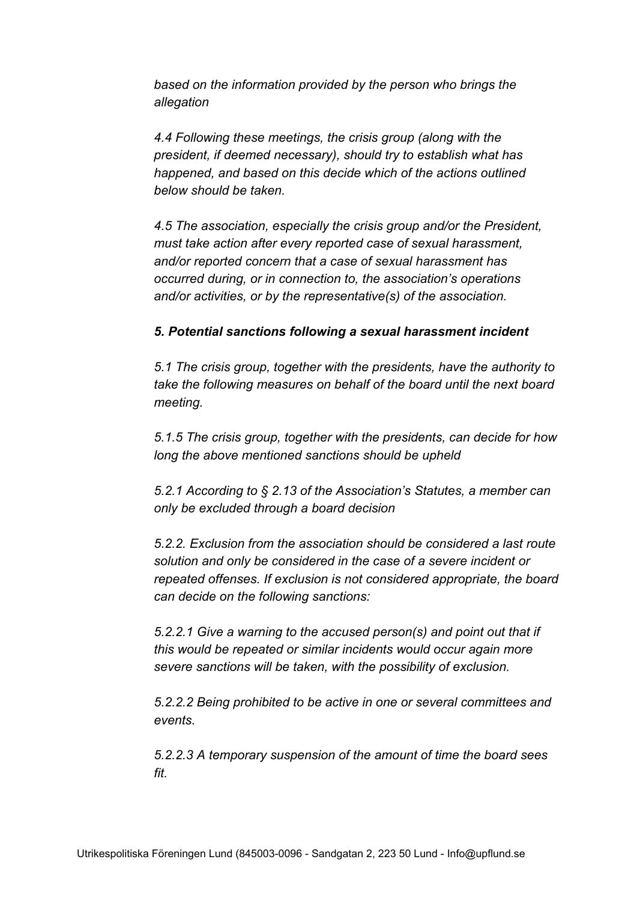*based on the information provided by the person who brings the allegation*

*4.4 Following these meetings, the crisis group (along with the president, if deemed necessary), should try to establish what has happened, and based on this decide which of the actions outlined below should be taken.*

*4.5 The association, especially the crisis group and/or the President, must take action after every reported case of sexual harassment, and/or reported concern that a case of sexual harassment has occurred during, or in connection to, the association's operations and/or activities, or by the representative(s) of the association.*

***5. Potential sanctions following a sexual harassment incident***

*5.1 The crisis group, together with the presidents, have the authority to take the following measures on behalf of the board until the next board meeting.*

*5.1.5 The crisis group, together with the presidents, can decide for how long the above mentioned sanctions should be upheld*

*5.2.1 According to § 2.13 of the Association's Statutes, a member can only be excluded through a board decision*

*5.2.2. Exclusion from the association should be considered a last route solution and only be considered in the case of a severe incident or repeated offenses. If exclusion is not considered appropriate, the board can decide on the following sanctions:*

*5.2.2.1 Give a warning to the accused person(s) and point out that if this would be repeated or similar incidents would occur again more severe sanctions will be taken, with the possibility of exclusion.*

*5.2.2.2 Being prohibited to be active in one or several committees and events.*

*5.2.2.3 A temporary suspension of the amount of time the board sees fit.*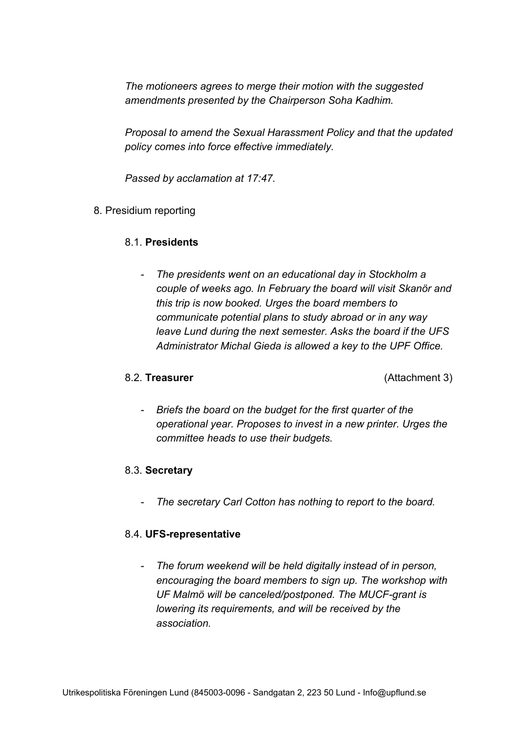*The motioneers agrees to merge their motion with the suggested amendments presented by the Chairperson Soha Kadhim.*

*Proposal to amend the Sexual Harassment Policy and that the updated policy comes into force effective immediately.*

*Passed by acclamation at 17:47.*

8. Presidium reporting

8.1. **Presidents**

- *The presidents went on an educational day in Stockholm a couple of weeks ago. In February the board will visit Skanör and this trip is now booked. Urges the board members to communicate potential plans to study abroad or in any way leave Lund during the next semester. Asks the board if the UFS Administrator Michal Gieda is allowed a key to the UPF Office.*

8.2. **Treasurer** (Attachment 3)

- *Briefs the board on the budget for the first quarter of the operational year. Proposes to invest in a new printer. Urges the committee heads to use their budgets.*

8.3. **Secretary**

- *The secretary Carl Cotton has nothing to report to the board.*

8.4. **UFS-representative**

- *The forum weekend will be held digitally instead of in person, encouraging the board members to sign up. The workshop with UF Malmö will be canceled/postponed. The MUCF-grant is lowering its requirements, and will be received by the association.*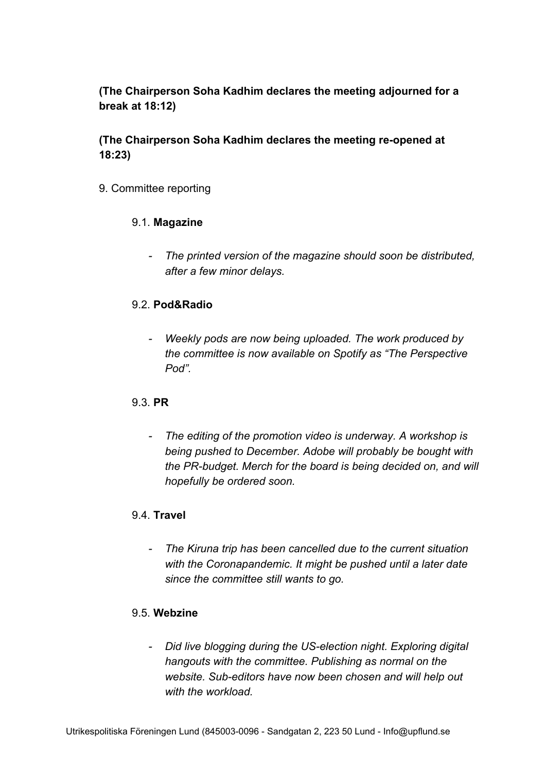**(The Chairperson Soha Kadhim declares the meeting adjourned for a break at 18:12)**

**(The Chairperson Soha Kadhim declares the meeting re-opened at 18:23)**

9. Committee reporting

9.1. **Magazine**

- *The printed version of the magazine should soon be distributed, after a few minor delays.*

9.2. **Pod&Radio**

- *Weekly pods are now being uploaded. The work produced by the committee is now available on Spotify as "The Perspective Pod".*

9.3. **PR**

- *The editing of the promotion video is underway. A workshop is being pushed to December. Adobe will probably be bought with the PR-budget. Merch for the board is being decided on, and will hopefully be ordered soon.*

9.4. **Travel**

- *The Kiruna trip has been cancelled due to the current situation with the Coronapandemic. It might be pushed until a later date since the committee still wants to go.*

9.5. **Webzine**

- *Did live blogging during the US-election night. Exploring digital hangouts with the committee. Publishing as normal on the website. Sub-editors have now been chosen and will help out with the workload.*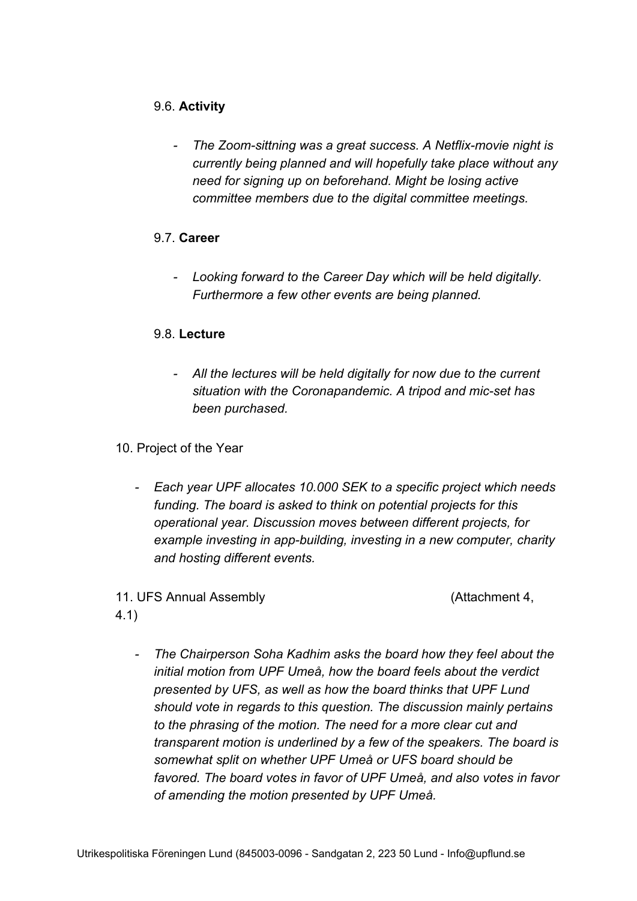9.6. **Activity**

- *The Zoom-sittning was a great success. A Netflix-movie night is currently being planned and will hopefully take place without any need for signing up on beforehand. Might be losing active committee members due to the digital committee meetings.*

9.7. **Career**

- *Looking forward to the Career Day which will be held digitally. Furthermore a few other events are being planned.*

9.8. **Lecture**

- *All the lectures will be held digitally for now due to the current situation with the Coronapandemic. A tripod and mic-set has been purchased.*

10. Project of the Year

- *Each year UPF allocates 10.000 SEK to a specific project which needs funding. The board is asked to think on potential projects for this operational year. Discussion moves between different projects, for example investing in app-building, investing in a new computer, charity and hosting different events.*

11. UFS Annual Assembly (Attachment 4, 4.1)

- *The Chairperson Soha Kadhim asks the board how they feel about the initial motion from UPF Umeå, how the board feels about the verdict presented by UFS, as well as how the board thinks that UPF Lund should vote in regards to this question. The discussion mainly pertains to the phrasing of the motion. The need for a more clear cut and transparent motion is underlined by a few of the speakers. The board is somewhat split on whether UPF Umeå or UFS board should be favored. The board votes in favor of UPF Umeå, and also votes in favor of amending the motion presented by UPF Umeå.*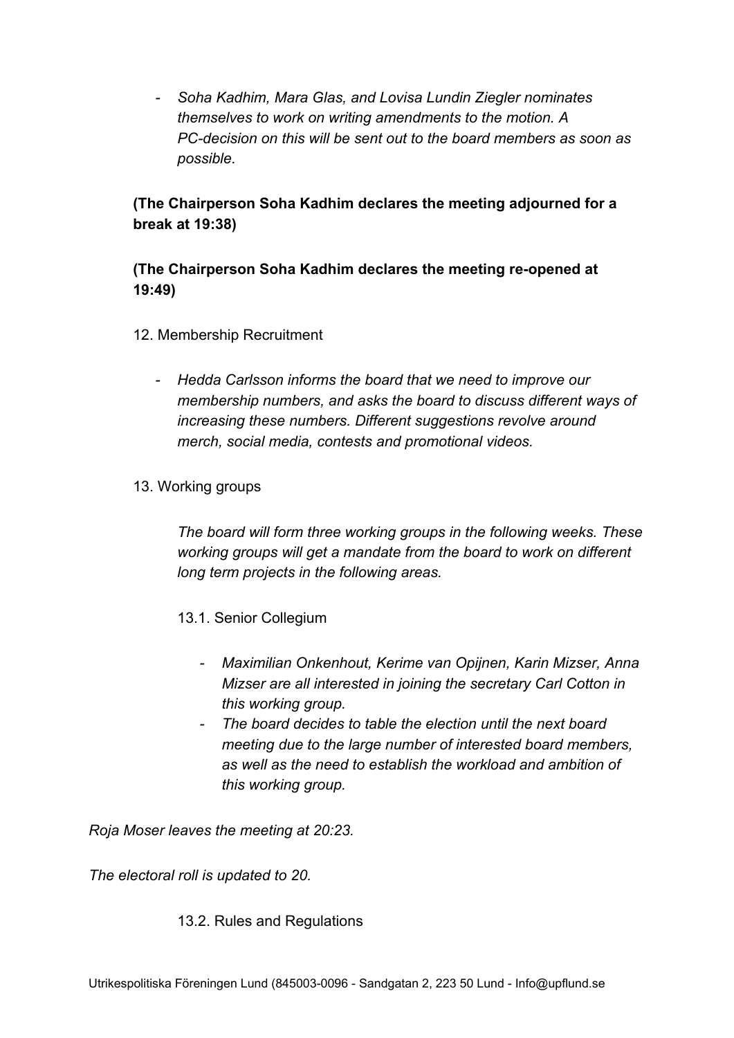- *Soha Kadhim, Mara Glas, and Lovisa Lundin Ziegler nominates themselves to work on writing amendments to the motion. A PC-decision on this will be sent out to the board members as soon as possible.*

**(The Chairperson Soha Kadhim declares the meeting adjourned for a break at 19:38)**

**(The Chairperson Soha Kadhim declares the meeting re-opened at 19:49)**

12. Membership Recruitment

    - *Hedda Carlsson informs the board that we need to improve our membership numbers, and asks the board to discuss different ways of increasing these numbers. Different suggestions revolve around merch, social media, contests and promotional videos.*

13. Working groups

    *The board will form three working groups in the following weeks. These working groups will get a mandate from the board to work on different long term projects in the following areas.*

    13.1. Senior Collegium

    - *Maximilian Onkenhout, Kerime van Opijnen, Karin Mizser, Anna Mizser are all interested in joining the secretary Carl Cotton in this working group.*
    - *The board decides to table the election until the next board meeting due to the large number of interested board members, as well as the need to establish the workload and ambition of this working group.*

*Roja Moser leaves the meeting at 20:23.*

*The electoral roll is updated to 20.*

    13.2. Rules and Regulations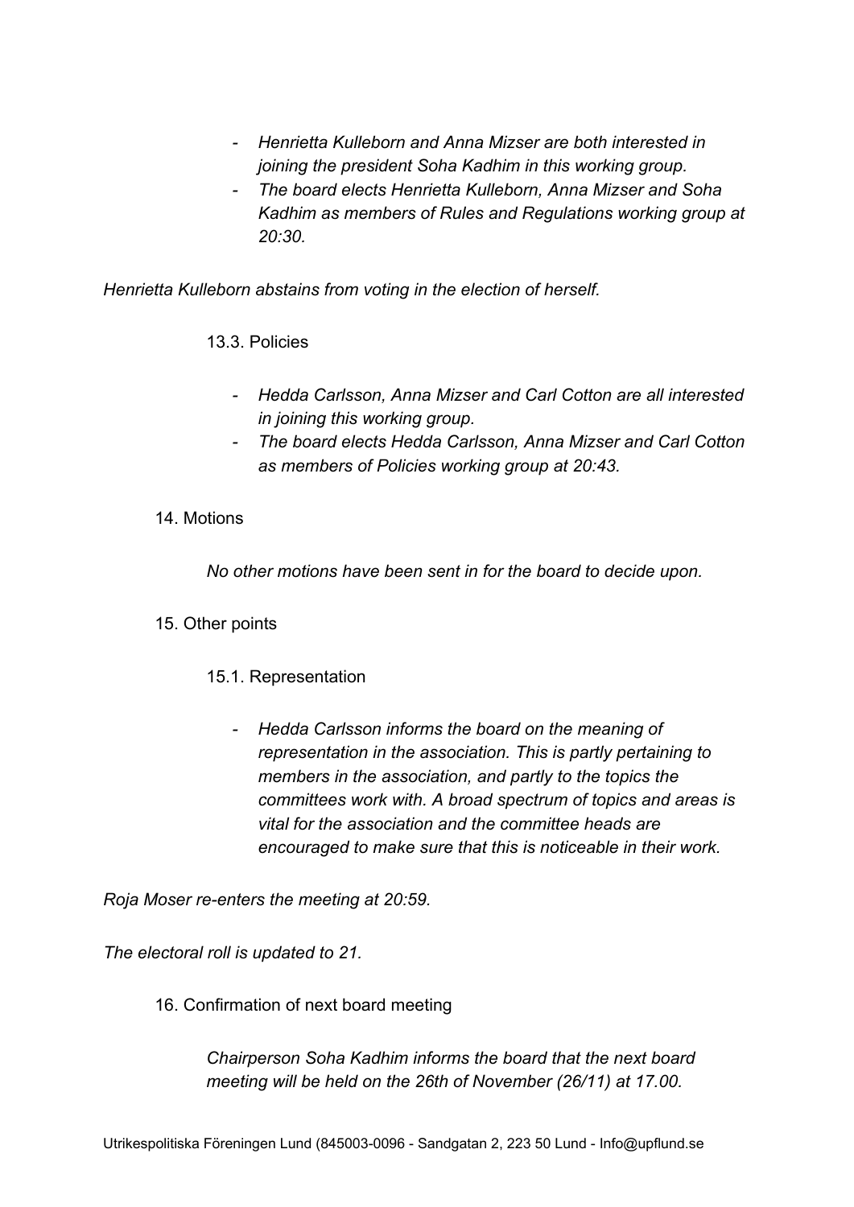- *Henrietta Kulleborn and Anna Mizser are both interested in joining the president Soha Kadhim in this working group.*
- *The board elects Henrietta Kulleborn, Anna Mizser and Soha Kadhim as members of Rules and Regulations working group at 20:30.*

*Henrietta Kulleborn abstains from voting in the election of herself.*

13.3. Policies

- *Hedda Carlsson, Anna Mizser and Carl Cotton are all interested in joining this working group.*
- *The board elects Hedda Carlsson, Anna Mizser and Carl Cotton as members of Policies working group at 20:43.*

14. Motions

*No other motions have been sent in for the board to decide upon.*

15. Other points

15.1. Representation

- *Hedda Carlsson informs the board on the meaning of representation in the association. This is partly pertaining to members in the association, and partly to the topics the committees work with. A broad spectrum of topics and areas is vital for the association and the committee heads are encouraged to make sure that this is noticeable in their work.*

*Roja Moser re-enters the meeting at 20:59.*

*The electoral roll is updated to 21.*

16. Confirmation of next board meeting

*Chairperson Soha Kadhim informs the board that the next board meeting will be held on the 26th of November (26/11) at 17.00.*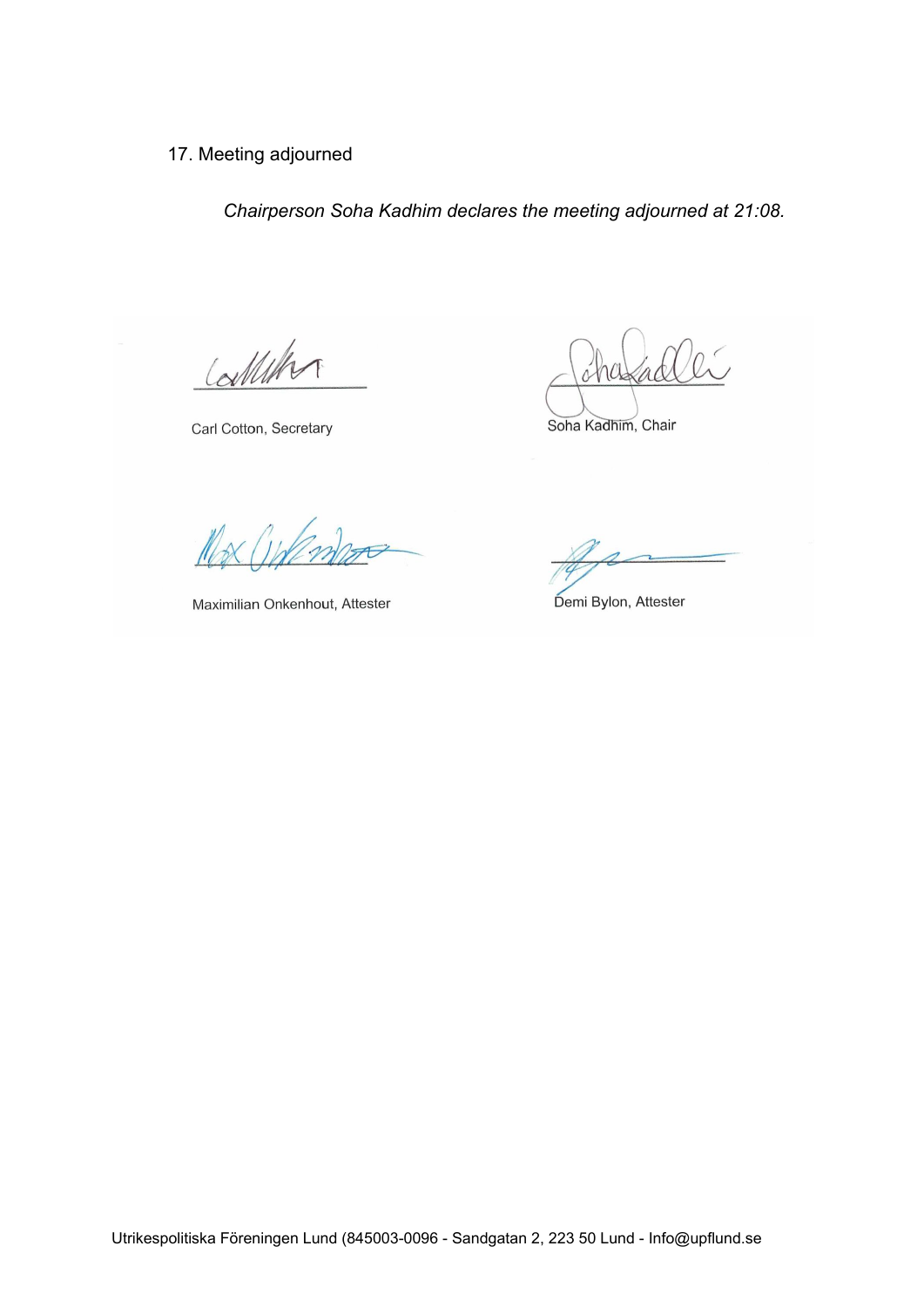17. Meeting adjourned

*Chairperson Soha Kadhim declares the meeting adjourned at 21:08.*

Carl Cotton, Secretary

Soha Kadhim, Chair

Maximilian Onkenhout, Attester

Demi Bylon, Attester

Utrikespolitiska Föreningen Lund (845003-0096 - Sandgatan 2, 223 50 Lund - Info@upflund.se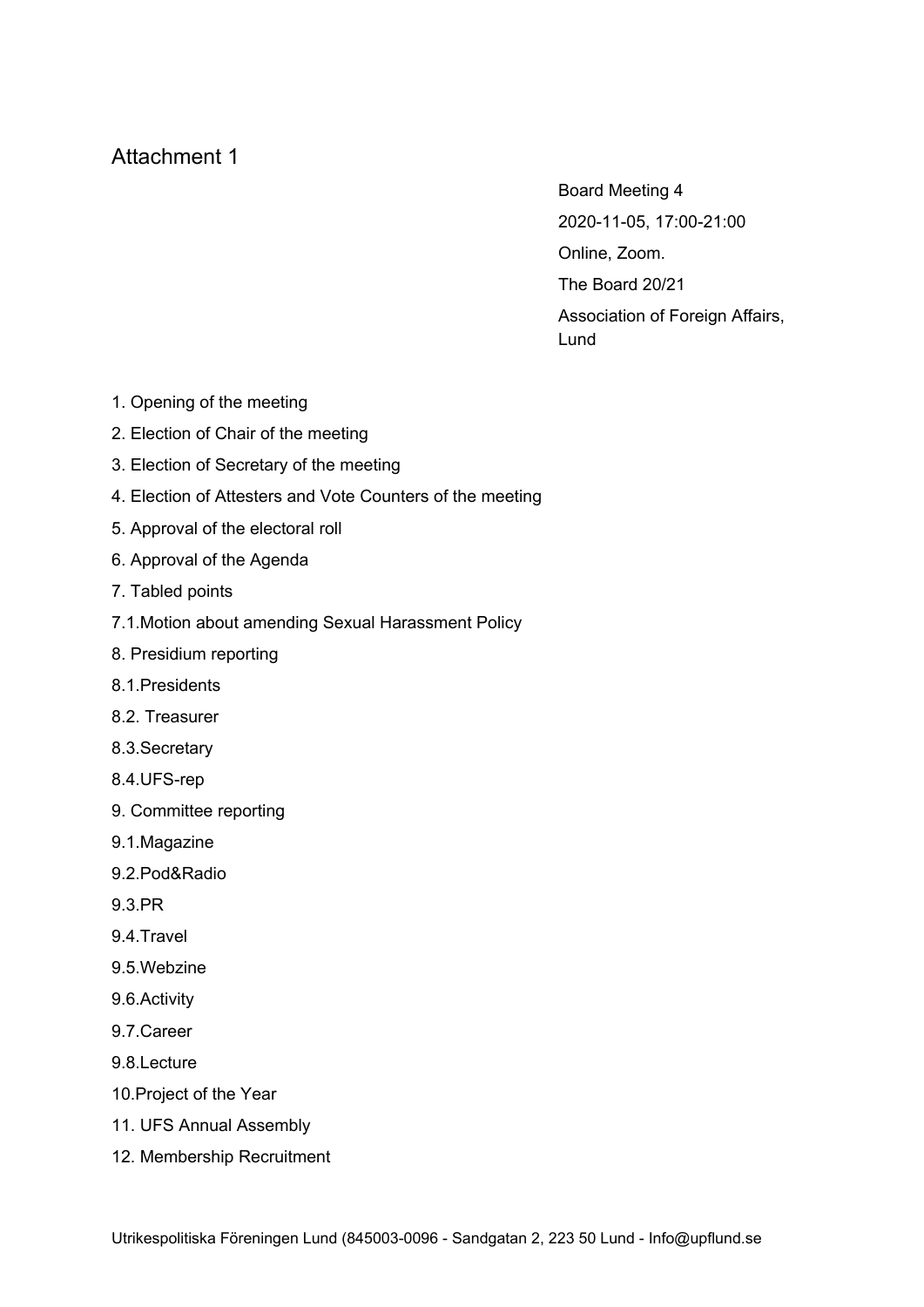# Attachment 1

Board Meeting 4

2020-11-05, 17:00-21:00

Online, Zoom.

The Board 20/21

Association of Foreign Affairs, Lund

1. Opening of the meeting
2. Election of Chair of the meeting
3. Election of Secretary of the meeting
4. Election of Attesters and Vote Counters of the meeting
5. Approval of the electoral roll
6. Approval of the Agenda
7. Tabled points

7.1.Motion about amending Sexual Harassment Policy

8. Presidium reporting

8.1.Presidents

8.2. Treasurer

8.3.Secretary

8.4.UFS-rep

9. Committee reporting

9.1.Magazine

9.2.Pod&Radio

9.3.PR

9.4.Travel

9.5.Webzine

9.6.Activity

9.7.Career

9.8.Lecture

10.Project of the Year

11. UFS Annual Assembly

12. Membership Recruitment

Utrikespolitiska Föreningen Lund (845003-0096 - Sandgatan 2, 223 50 Lund - Info@upflund.se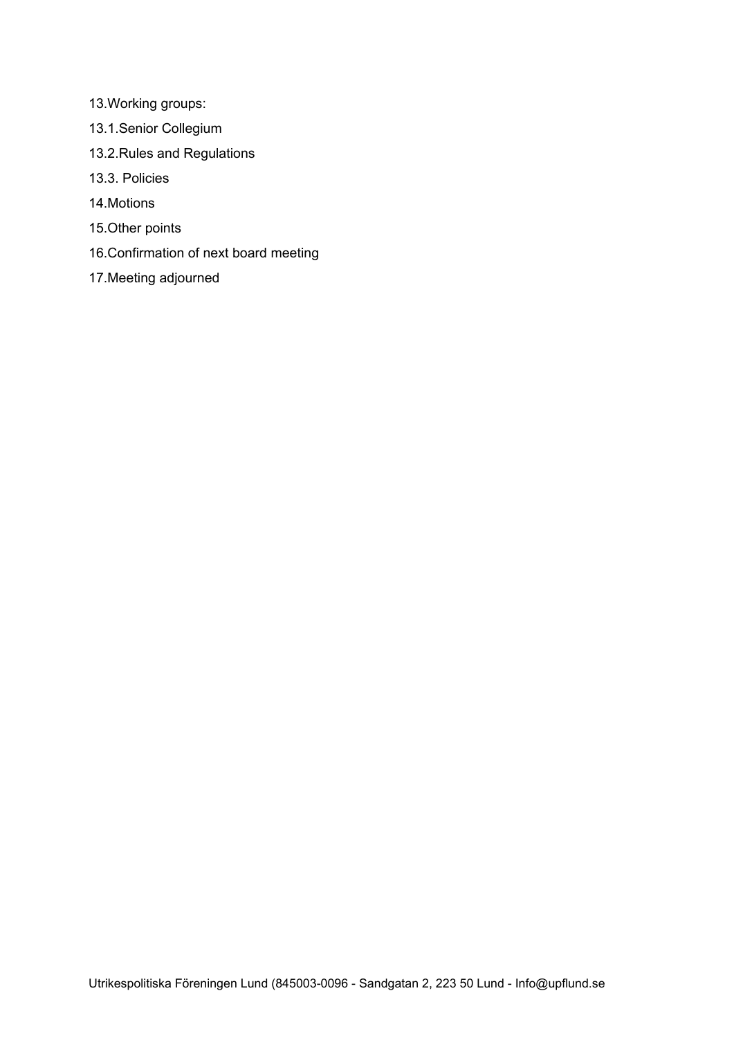13.Working groups:

13.1.Senior Collegium

13.2.Rules and Regulations

13.3. Policies

14.Motions

15.Other points

16.Confirmation of next board meeting

17.Meeting adjourned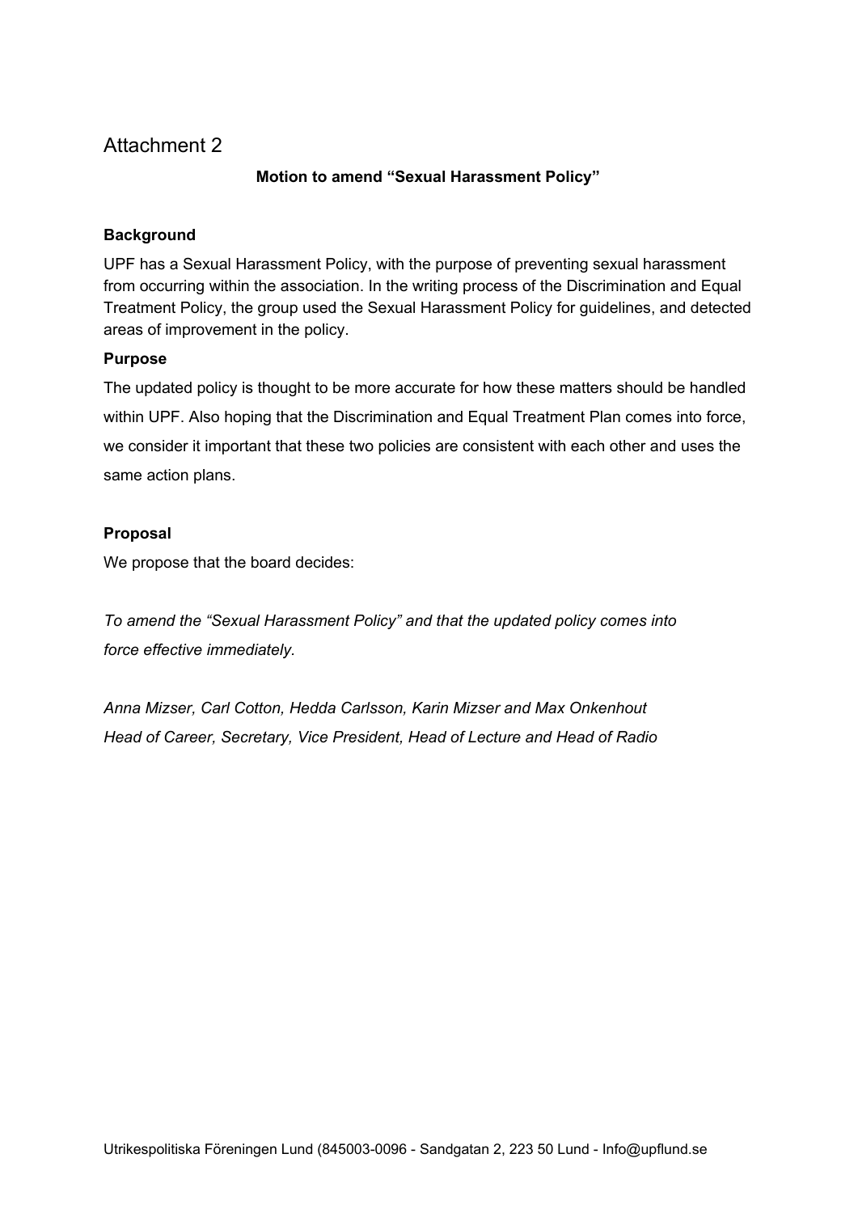# Attachment 2

**Motion to amend "Sexual Harassment Policy"**

**Background**

UPF has a Sexual Harassment Policy, with the purpose of preventing sexual harassment from occurring within the association. In the writing process of the Discrimination and Equal Treatment Policy, the group used the Sexual Harassment Policy for guidelines, and detected areas of improvement in the policy.

**Purpose**

The updated policy is thought to be more accurate for how these matters should be handled within UPF. Also hoping that the Discrimination and Equal Treatment Plan comes into force, we consider it important that these two policies are consistent with each other and uses the same action plans.

**Proposal**

We propose that the board decides:

*To amend the "Sexual Harassment Policy" and that the updated policy comes into force effective immediately.*

*Anna Mizser, Carl Cotton, Hedda Carlsson, Karin Mizser and Max Onkenhout*
*Head of Career, Secretary, Vice President, Head of Lecture and Head of Radio*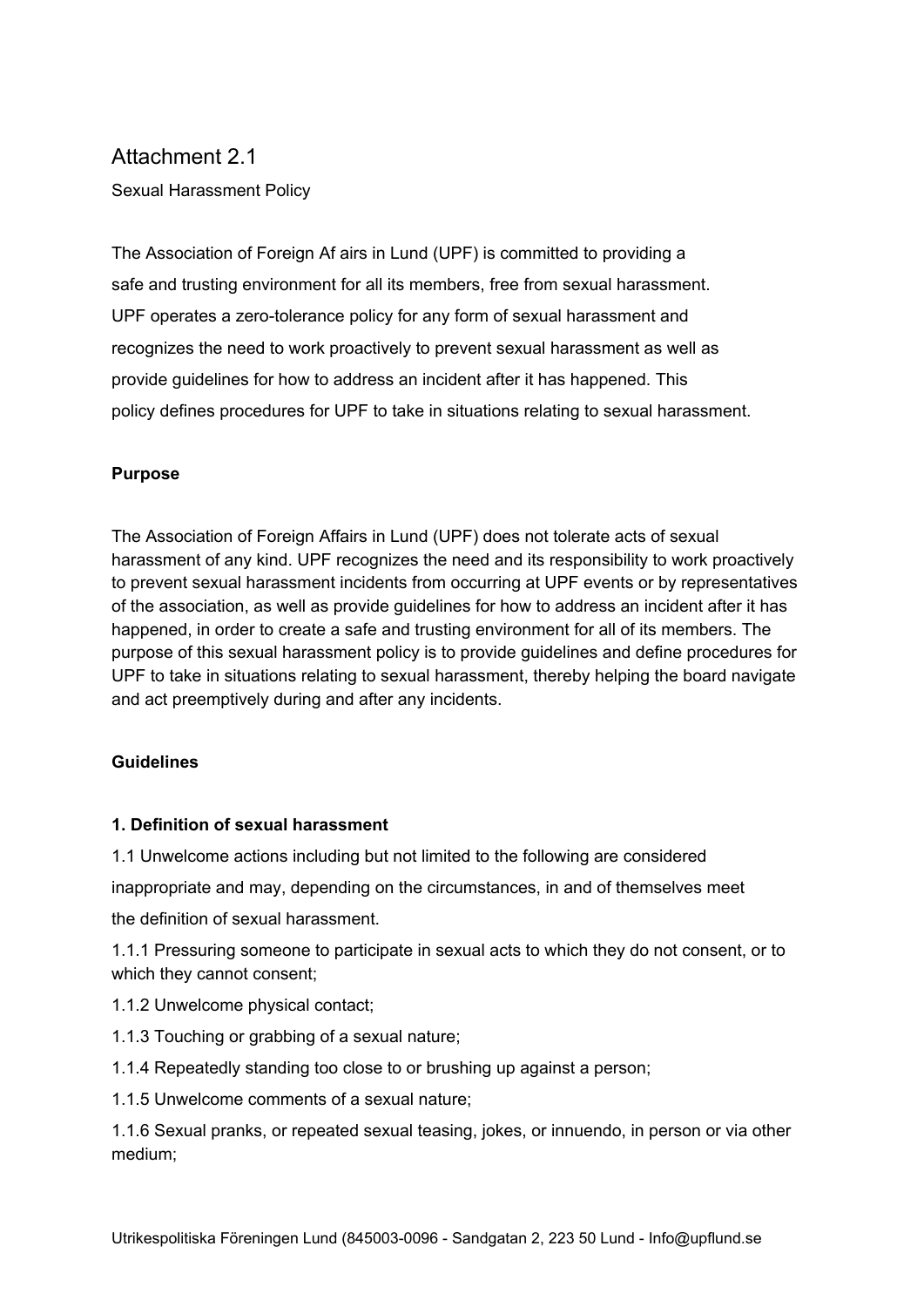Attachment 2.1

Sexual Harassment Policy

The Association of Foreign Af airs in Lund (UPF) is committed to providing a safe and trusting environment for all its members, free from sexual harassment. UPF operates a zero-tolerance policy for any form of sexual harassment and recognizes the need to work proactively to prevent sexual harassment as well as provide guidelines for how to address an incident after it has happened. This policy defines procedures for UPF to take in situations relating to sexual harassment.

**Purpose**

The Association of Foreign Affairs in Lund (UPF) does not tolerate acts of sexual harassment of any kind. UPF recognizes the need and its responsibility to work proactively to prevent sexual harassment incidents from occurring at UPF events or by representatives of the association, as well as provide guidelines for how to address an incident after it has happened, in order to create a safe and trusting environment for all of its members. The purpose of this sexual harassment policy is to provide guidelines and define procedures for UPF to take in situations relating to sexual harassment, thereby helping the board navigate and act preemptively during and after any incidents.

**Guidelines**

**1. Definition of sexual harassment**

1.1 Unwelcome actions including but not limited to the following are considered inappropriate and may, depending on the circumstances, in and of themselves meet the definition of sexual harassment.

1.1.1 Pressuring someone to participate in sexual acts to which they do not consent, or to which they cannot consent;

1.1.2 Unwelcome physical contact;

1.1.3 Touching or grabbing of a sexual nature;

1.1.4 Repeatedly standing too close to or brushing up against a person;

1.1.5 Unwelcome comments of a sexual nature;

1.1.6 Sexual pranks, or repeated sexual teasing, jokes, or innuendo, in person or via other medium;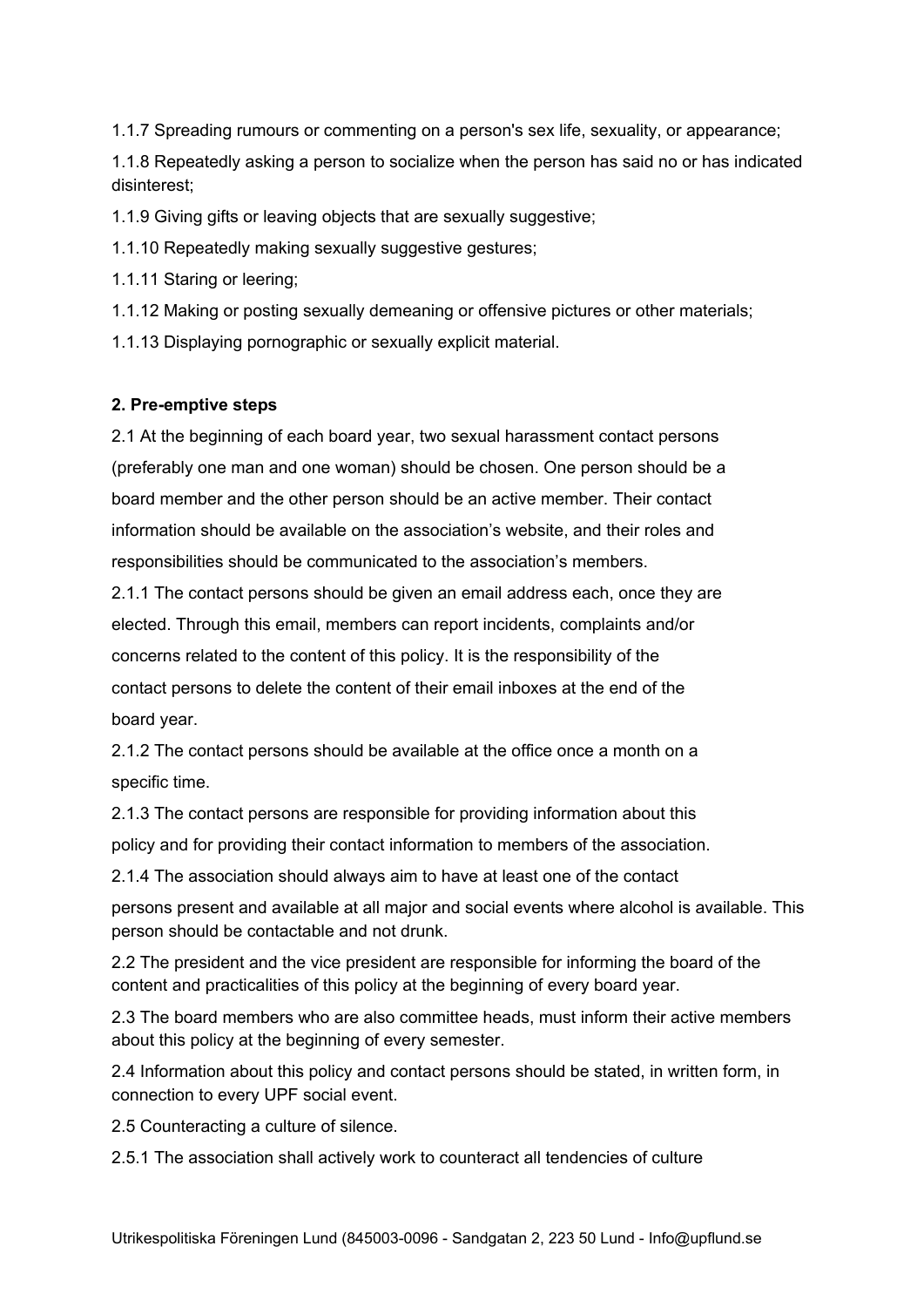1.1.7 Spreading rumours or commenting on a person's sex life, sexuality, or appearance;

1.1.8 Repeatedly asking a person to socialize when the person has said no or has indicated disinterest;

1.1.9 Giving gifts or leaving objects that are sexually suggestive;

1.1.10 Repeatedly making sexually suggestive gestures;

1.1.11 Staring or leering;

1.1.12 Making or posting sexually demeaning or offensive pictures or other materials;

1.1.13 Displaying pornographic or sexually explicit material.

**2. Pre-emptive steps**

2.1 At the beginning of each board year, two sexual harassment contact persons (preferably one man and one woman) should be chosen. One person should be a board member and the other person should be an active member. Their contact information should be available on the association's website, and their roles and responsibilities should be communicated to the association's members.

2.1.1 The contact persons should be given an email address each, once they are elected. Through this email, members can report incidents, complaints and/or concerns related to the content of this policy. It is the responsibility of the contact persons to delete the content of their email inboxes at the end of the board year.

2.1.2 The contact persons should be available at the office once a month on a specific time.

2.1.3 The contact persons are responsible for providing information about this policy and for providing their contact information to members of the association.

2.1.4 The association should always aim to have at least one of the contact persons present and available at all major and social events where alcohol is available. This person should be contactable and not drunk.

2.2 The president and the vice president are responsible for informing the board of the content and practicalities of this policy at the beginning of every board year.

2.3 The board members who are also committee heads, must inform their active members about this policy at the beginning of every semester.

2.4 Information about this policy and contact persons should be stated, in written form, in connection to every UPF social event.

2.5 Counteracting a culture of silence.

2.5.1 The association shall actively work to counteract all tendencies of culture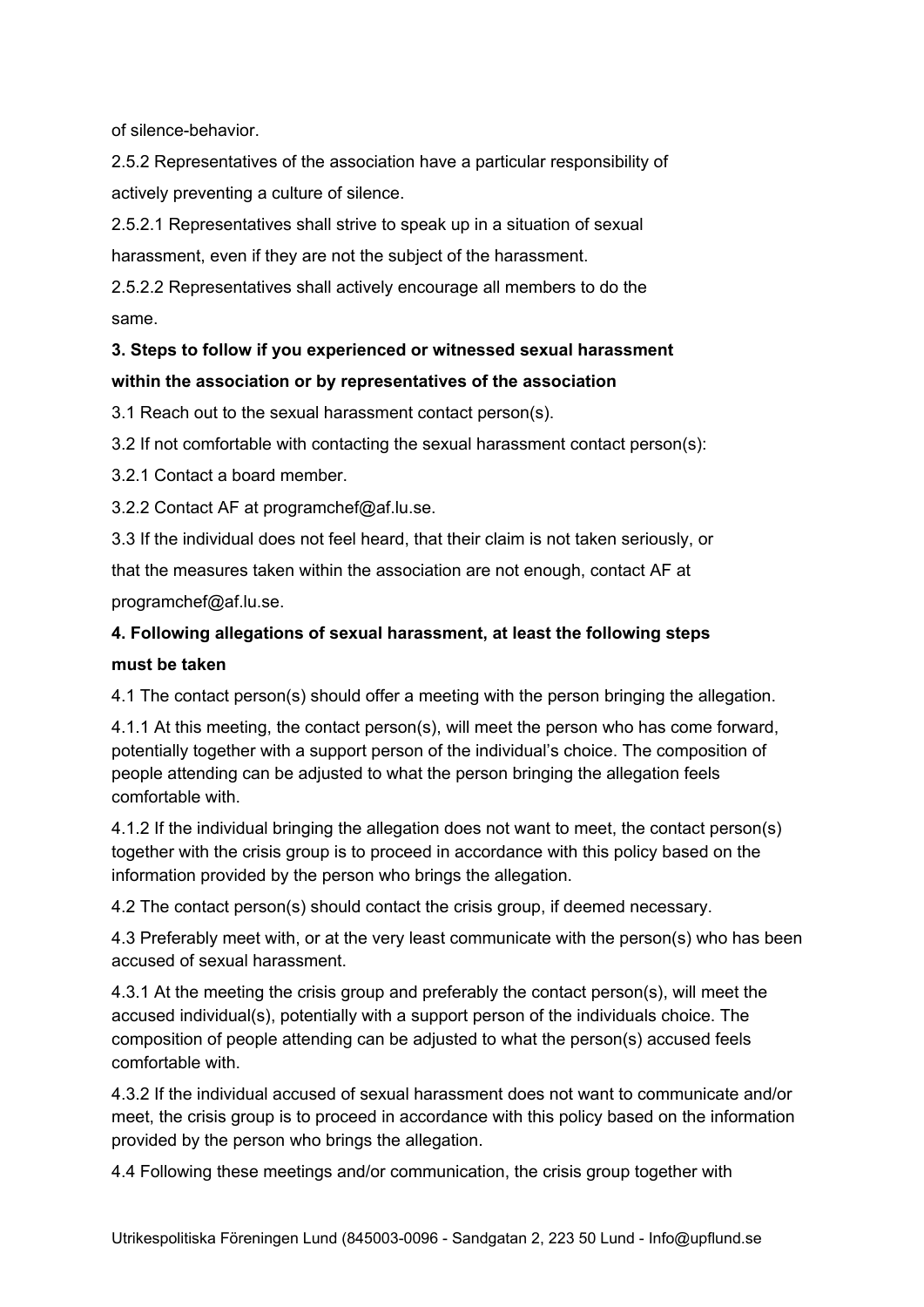of silence-behavior.

2.5.2 Representatives of the association have a particular responsibility of actively preventing a culture of silence.

2.5.2.1 Representatives shall strive to speak up in a situation of sexual harassment, even if they are not the subject of the harassment.

2.5.2.2 Representatives shall actively encourage all members to do the same.

**3. Steps to follow if you experienced or witnessed sexual harassment within the association or by representatives of the association**

3.1 Reach out to the sexual harassment contact person(s).

3.2 If not comfortable with contacting the sexual harassment contact person(s):

3.2.1 Contact a board member.

3.2.2 Contact AF at programchef@af.lu.se.

3.3 If the individual does not feel heard, that their claim is not taken seriously, or that the measures taken within the association are not enough, contact AF at programchef@af.lu.se.

**4. Following allegations of sexual harassment, at least the following steps must be taken**

4.1 The contact person(s) should offer a meeting with the person bringing the allegation.

4.1.1 At this meeting, the contact person(s), will meet the person who has come forward, potentially together with a support person of the individual's choice. The composition of people attending can be adjusted to what the person bringing the allegation feels comfortable with.

4.1.2 If the individual bringing the allegation does not want to meet, the contact person(s) together with the crisis group is to proceed in accordance with this policy based on the information provided by the person who brings the allegation.

4.2 The contact person(s) should contact the crisis group, if deemed necessary.

4.3 Preferably meet with, or at the very least communicate with the person(s) who has been accused of sexual harassment.

4.3.1 At the meeting the crisis group and preferably the contact person(s), will meet the accused individual(s), potentially with a support person of the individuals choice. The composition of people attending can be adjusted to what the person(s) accused feels comfortable with.

4.3.2 If the individual accused of sexual harassment does not want to communicate and/or meet, the crisis group is to proceed in accordance with this policy based on the information provided by the person who brings the allegation.

4.4 Following these meetings and/or communication, the crisis group together with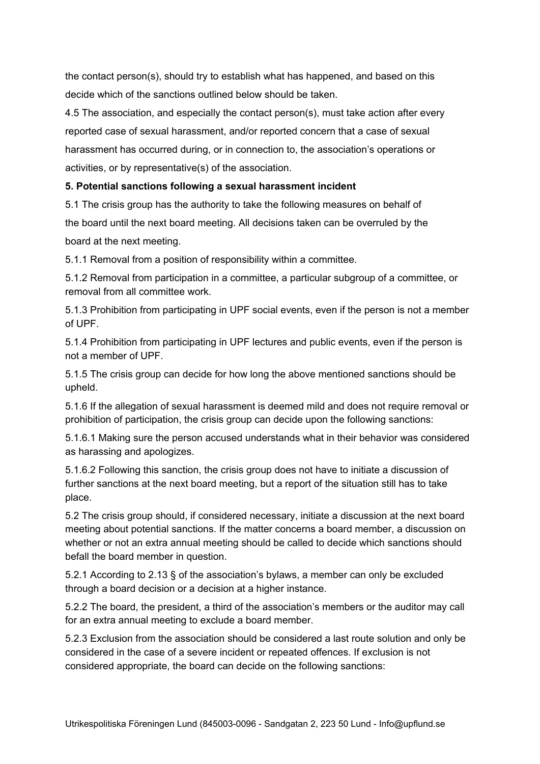the contact person(s), should try to establish what has happened, and based on this decide which of the sanctions outlined below should be taken.

4.5 The association, and especially the contact person(s), must take action after every reported case of sexual harassment, and/or reported concern that a case of sexual harassment has occurred during, or in connection to, the association's operations or activities, or by representative(s) of the association.

**5. Potential sanctions following a sexual harassment incident**

5.1 The crisis group has the authority to take the following measures on behalf of the board until the next board meeting. All decisions taken can be overruled by the board at the next meeting.

5.1.1 Removal from a position of responsibility within a committee.

5.1.2 Removal from participation in a committee, a particular subgroup of a committee, or removal from all committee work.

5.1.3 Prohibition from participating in UPF social events, even if the person is not a member of UPF.

5.1.4 Prohibition from participating in UPF lectures and public events, even if the person is not a member of UPF.

5.1.5 The crisis group can decide for how long the above mentioned sanctions should be upheld.

5.1.6 If the allegation of sexual harassment is deemed mild and does not require removal or prohibition of participation, the crisis group can decide upon the following sanctions:

5.1.6.1 Making sure the person accused understands what in their behavior was considered as harassing and apologizes.

5.1.6.2 Following this sanction, the crisis group does not have to initiate a discussion of further sanctions at the next board meeting, but a report of the situation still has to take place.

5.2 The crisis group should, if considered necessary, initiate a discussion at the next board meeting about potential sanctions. If the matter concerns a board member, a discussion on whether or not an extra annual meeting should be called to decide which sanctions should befall the board member in question.

5.2.1 According to 2.13 § of the association's bylaws, a member can only be excluded through a board decision or a decision at a higher instance.

5.2.2 The board, the president, a third of the association's members or the auditor may call for an extra annual meeting to exclude a board member.

5.2.3 Exclusion from the association should be considered a last route solution and only be considered in the case of a severe incident or repeated offences. If exclusion is not considered appropriate, the board can decide on the following sanctions: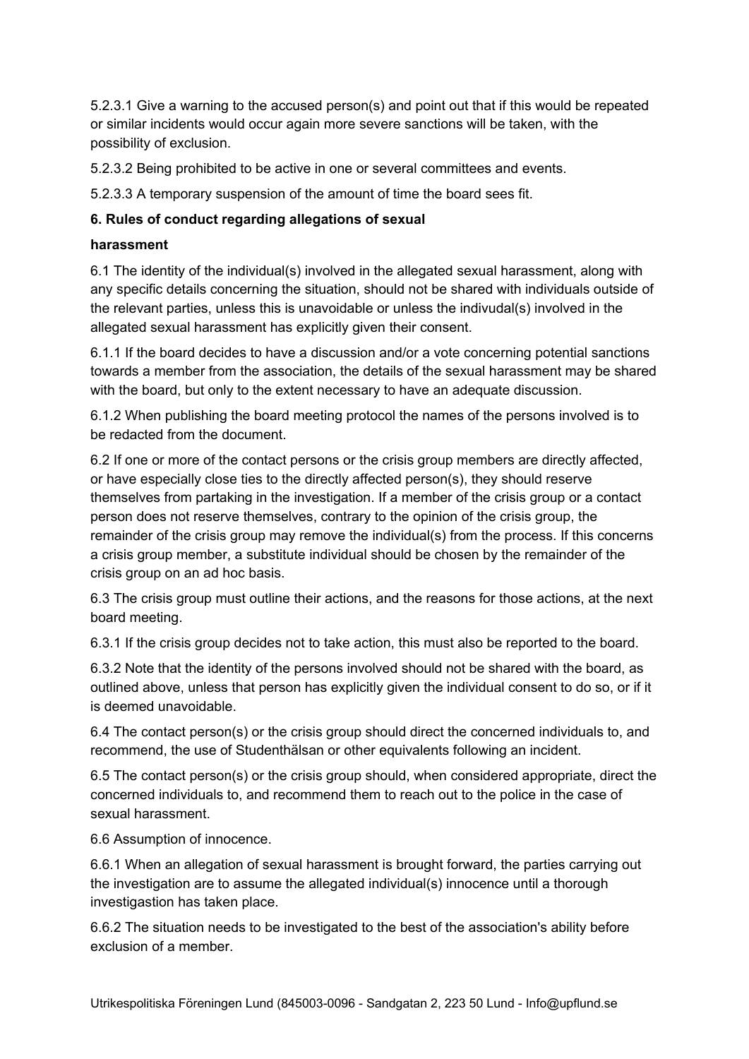5.2.3.1 Give a warning to the accused person(s) and point out that if this would be repeated or similar incidents would occur again more severe sanctions will be taken, with the possibility of exclusion.

5.2.3.2 Being prohibited to be active in one or several committees and events.

5.2.3.3 A temporary suspension of the amount of time the board sees fit.

**6. Rules of conduct regarding allegations of sexual harassment**

6.1 The identity of the individual(s) involved in the allegated sexual harassment, along with any specific details concerning the situation, should not be shared with individuals outside of the relevant parties, unless this is unavoidable or unless the indivudal(s) involved in the allegated sexual harassment has explicitly given their consent.

6.1.1 If the board decides to have a discussion and/or a vote concerning potential sanctions towards a member from the association, the details of the sexual harassment may be shared with the board, but only to the extent necessary to have an adequate discussion.

6.1.2 When publishing the board meeting protocol the names of the persons involved is to be redacted from the document.

6.2 If one or more of the contact persons or the crisis group members are directly affected, or have especially close ties to the directly affected person(s), they should reserve themselves from partaking in the investigation. If a member of the crisis group or a contact person does not reserve themselves, contrary to the opinion of the crisis group, the remainder of the crisis group may remove the individual(s) from the process. If this concerns a crisis group member, a substitute individual should be chosen by the remainder of the crisis group on an ad hoc basis.

6.3 The crisis group must outline their actions, and the reasons for those actions, at the next board meeting.

6.3.1 If the crisis group decides not to take action, this must also be reported to the board.

6.3.2 Note that the identity of the persons involved should not be shared with the board, as outlined above, unless that person has explicitly given the individual consent to do so, or if it is deemed unavoidable.

6.4 The contact person(s) or the crisis group should direct the concerned individuals to, and recommend, the use of Studenthälsan or other equivalents following an incident.

6.5 The contact person(s) or the crisis group should, when considered appropriate, direct the concerned individuals to, and recommend them to reach out to the police in the case of sexual harassment.

6.6 Assumption of innocence.

6.6.1 When an allegation of sexual harassment is brought forward, the parties carrying out the investigation are to assume the allegated individual(s) innocence until a thorough investigastion has taken place.

6.6.2 The situation needs to be investigated to the best of the association's ability before exclusion of a member.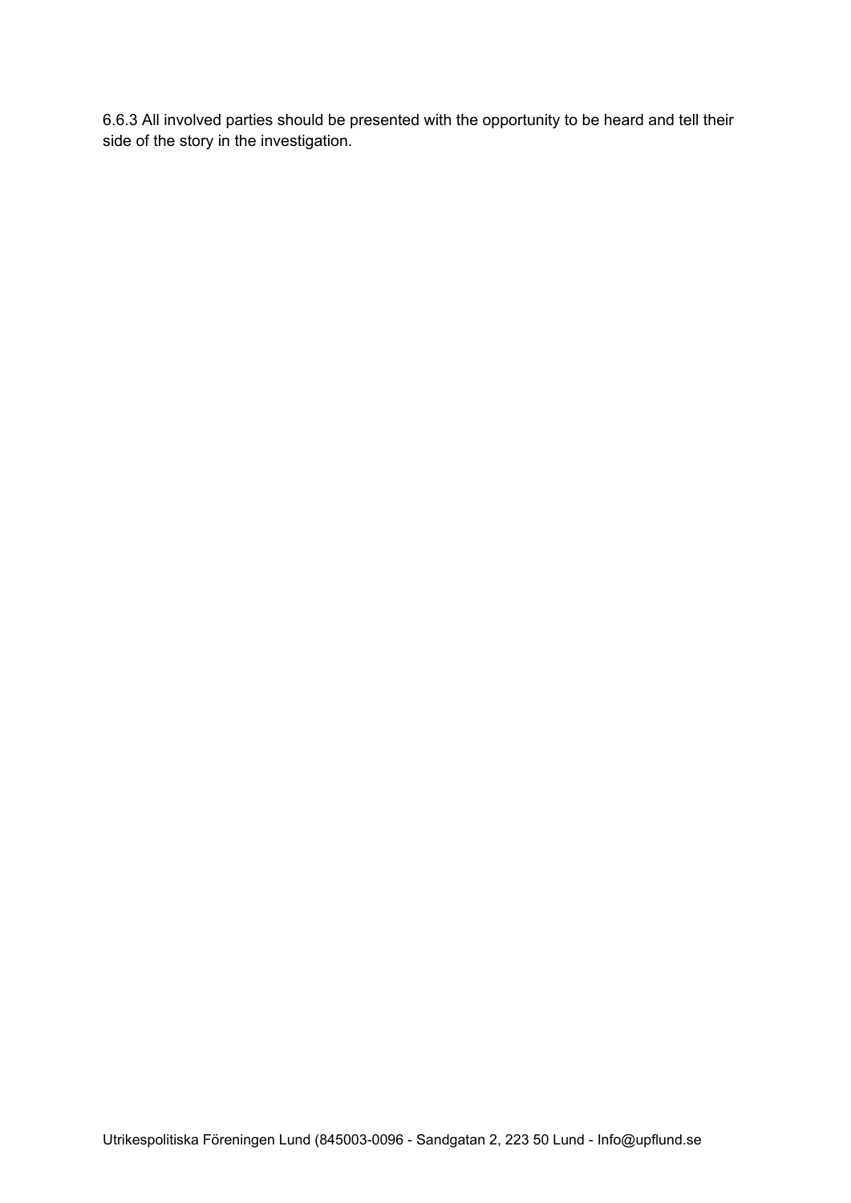6.6.3 All involved parties should be presented with the opportunity to be heard and tell their side of the story in the investigation.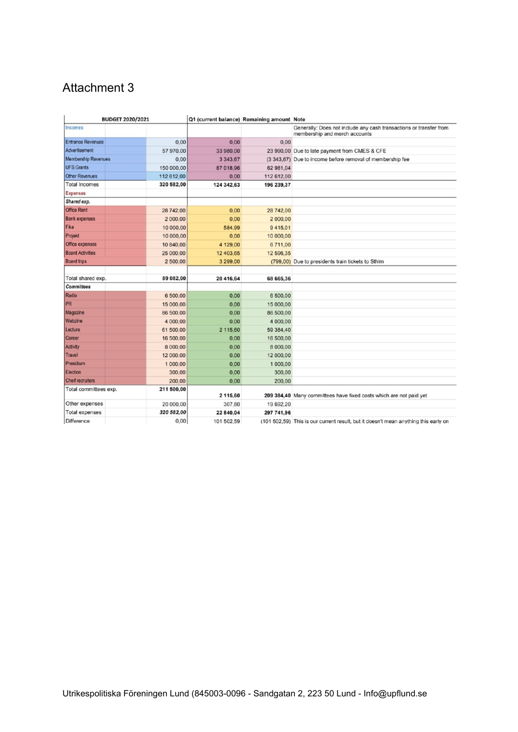# Attachment 3

| BUDGET 2020/2021 | | Q1 (current balance) | Remaining amount | Note |
|---|---|---|---|---|
| Incomes | | | | Generally: Does not include any cash transactions or transfer from membership and merch accounts |
| Entrance Revenues | 0,00 | 0,00 | 0,00 | |
| Advertisement | 57 970,00 | 33 980,00 | 23 990,00 | Due to late payment from CMES & CFE |
| Membership Revenues | 0,00 | 3 343,67 | (3 343,67) | Due to income before removal of membership fee |
| UFS Grants | 150 000,00 | 87 018,96 | 62 981,04 | |
| Other Revenues | 112 612,00 | 0,00 | 112 612,00 | |
| Total Incomes | **320 582,00** | **124 342,63** | **196 239,37** | |
| Expenses | | | | |
| *Shared exp.* | | | | |
| Office Rent | 28 742,00 | 0,00 | 28 742,00 | |
| Bank expenses | 2 000,00 | 0,00 | 2 000,00 | |
| Fika | 10 000,00 | 584,99 | 9 415,01 | |
| Projekt | 10 000,00 | 0,00 | 10 000,00 | |
| Office expenses | 10 840,00 | 4 129,00 | 6 711,00 | |
| Board Activities | 25 000,00 | 12 403,65 | 12 596,35 | |
| Board trips | 2 500,00 | 3 299,00 | (799,00) | Due to presidents train tickets to Sthlm |
| Total shared exp. | **89 082,00** | **20 416,64** | **68 665,36** | |
| *Committees* | | | | |
| Radio | 6 500,00 | 0,00 | 6 500,00 | |
| PR | 15 000,00 | 0,00 | 15 000,00 | |
| Magazine | 86 500,00 | 0,00 | 86 500,00 | |
| Webzine | 4 000,00 | 0,00 | 4 000,00 | |
| Lecture | 61 500,00 | 2 115,60 | 59 384,40 | |
| Career | 16 500,00 | 0,00 | 16 500,00 | |
| Activity | 8 000,00 | 0,00 | 8 000,00 | |
| Travel | 12 000,00 | 0,00 | 12 000,00 | |
| Presidium | 1 000,00 | 0,00 | 1 000,00 | |
| Election | 300,00 | 0,00 | 300,00 | |
| Cheif recruiters | 200,00 | 0,00 | 200,00 | |
| Total committees exp. | **211 500,00** | **2 115,60** | **209 384,40** | Many committees have fixed costs which are not paid yet |
| Other expenses | 20 000,00 | 307,80 | 19 692,20 | |
| Total expenses | ***320 582,00*** | **22 840,04** | **297 741,96** | |
| Difference | 0,00 | 101 502,59 | (101 502,59) | This is our current result, but it doesn't mean anything this early on |

Utrikespolitiska Föreningen Lund (845003-0096 - Sandgatan 2, 223 50 Lund - Info@upflund.se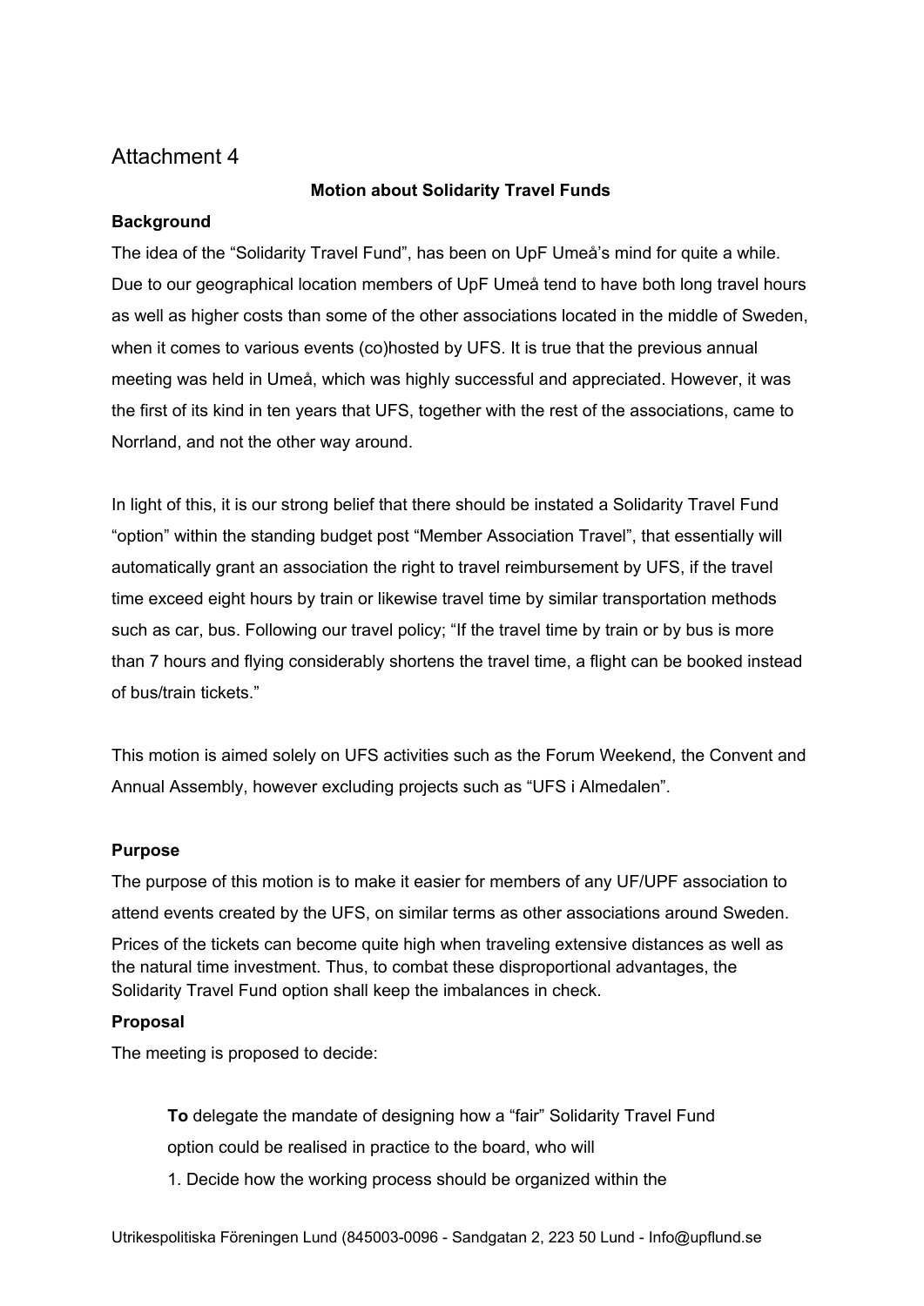# Attachment 4

**Motion about Solidarity Travel Funds**

**Background**

The idea of the "Solidarity Travel Fund", has been on UpF Umeå's mind for quite a while. Due to our geographical location members of UpF Umeå tend to have both long travel hours as well as higher costs than some of the other associations located in the middle of Sweden, when it comes to various events (co)hosted by UFS. It is true that the previous annual meeting was held in Umeå, which was highly successful and appreciated. However, it was the first of its kind in ten years that UFS, together with the rest of the associations, came to Norrland, and not the other way around.

In light of this, it is our strong belief that there should be instated a Solidarity Travel Fund "option" within the standing budget post "Member Association Travel", that essentially will automatically grant an association the right to travel reimbursement by UFS, if the travel time exceed eight hours by train or likewise travel time by similar transportation methods such as car, bus. Following our travel policy; "If the travel time by train or by bus is more than 7 hours and flying considerably shortens the travel time, a flight can be booked instead of bus/train tickets."

This motion is aimed solely on UFS activities such as the Forum Weekend, the Convent and Annual Assembly, however excluding projects such as "UFS i Almedalen".

**Purpose**

The purpose of this motion is to make it easier for members of any UF/UPF association to attend events created by the UFS, on similar terms as other associations around Sweden. Prices of the tickets can become quite high when traveling extensive distances as well as the natural time investment. Thus, to combat these disproportional advantages, the Solidarity Travel Fund option shall keep the imbalances in check.

**Proposal**

The meeting is proposed to decide:

> **To** delegate the mandate of designing how a "fair" Solidarity Travel Fund option could be realised in practice to the board, who will
>
> 1. Decide how the working process should be organized within the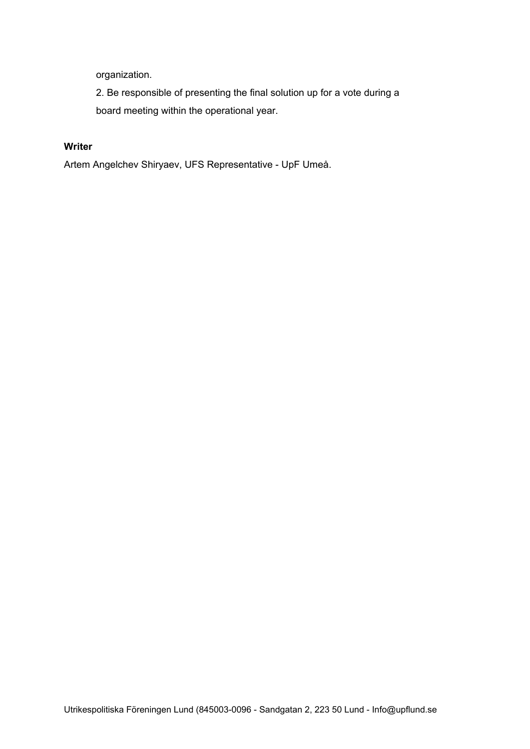organization.

2. Be responsible of presenting the final solution up for a vote during a board meeting within the operational year.

**Writer**

Artem Angelchev Shiryaev, UFS Representative - UpF Umeå.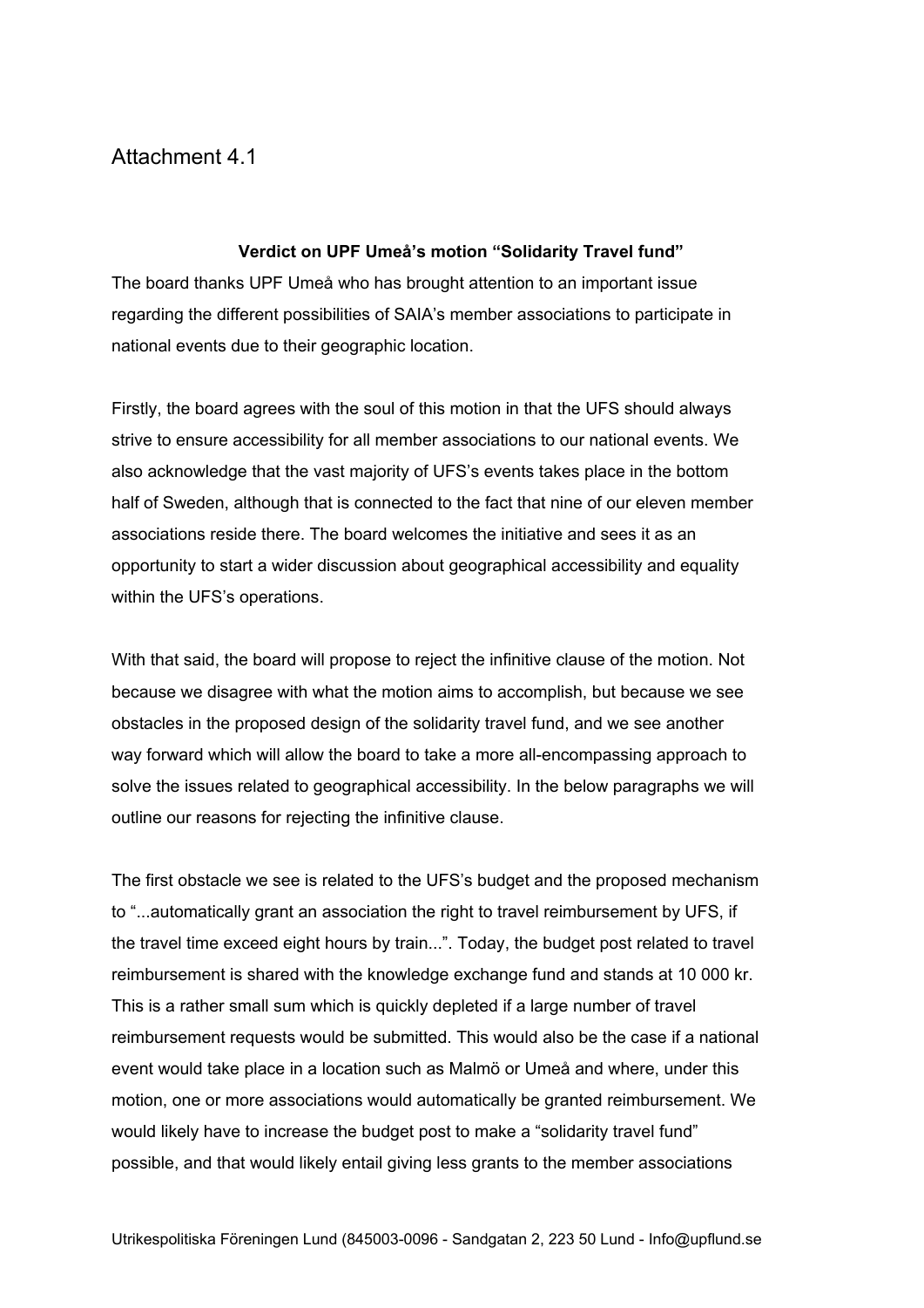# Attachment 4.1

**Verdict on UPF Umeå's motion "Solidarity Travel fund"**

The board thanks UPF Umeå who has brought attention to an important issue regarding the different possibilities of SAIA's member associations to participate in national events due to their geographic location.

Firstly, the board agrees with the soul of this motion in that the UFS should always strive to ensure accessibility for all member associations to our national events. We also acknowledge that the vast majority of UFS's events takes place in the bottom half of Sweden, although that is connected to the fact that nine of our eleven member associations reside there. The board welcomes the initiative and sees it as an opportunity to start a wider discussion about geographical accessibility and equality within the UFS's operations.

With that said, the board will propose to reject the infinitive clause of the motion. Not because we disagree with what the motion aims to accomplish, but because we see obstacles in the proposed design of the solidarity travel fund, and we see another way forward which will allow the board to take a more all-encompassing approach to solve the issues related to geographical accessibility. In the below paragraphs we will outline our reasons for rejecting the infinitive clause.

The first obstacle we see is related to the UFS's budget and the proposed mechanism to "...automatically grant an association the right to travel reimbursement by UFS, if the travel time exceed eight hours by train...". Today, the budget post related to travel reimbursement is shared with the knowledge exchange fund and stands at 10 000 kr. This is a rather small sum which is quickly depleted if a large number of travel reimbursement requests would be submitted. This would also be the case if a national event would take place in a location such as Malmö or Umeå and where, under this motion, one or more associations would automatically be granted reimbursement. We would likely have to increase the budget post to make a "solidarity travel fund" possible, and that would likely entail giving less grants to the member associations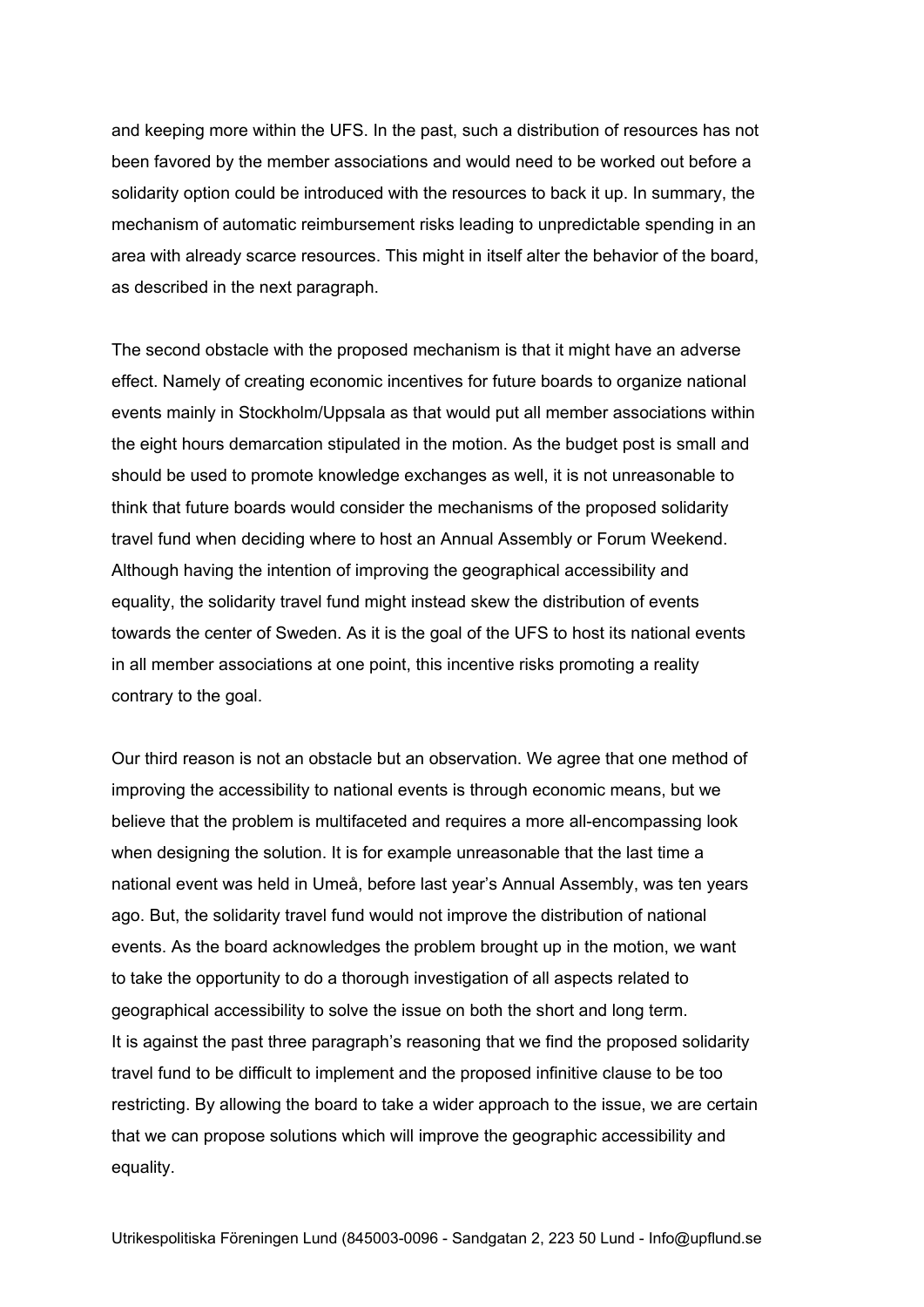and keeping more within the UFS. In the past, such a distribution of resources has not been favored by the member associations and would need to be worked out before a solidarity option could be introduced with the resources to back it up. In summary, the mechanism of automatic reimbursement risks leading to unpredictable spending in an area with already scarce resources. This might in itself alter the behavior of the board, as described in the next paragraph.

The second obstacle with the proposed mechanism is that it might have an adverse effect. Namely of creating economic incentives for future boards to organize national events mainly in Stockholm/Uppsala as that would put all member associations within the eight hours demarcation stipulated in the motion. As the budget post is small and should be used to promote knowledge exchanges as well, it is not unreasonable to think that future boards would consider the mechanisms of the proposed solidarity travel fund when deciding where to host an Annual Assembly or Forum Weekend. Although having the intention of improving the geographical accessibility and equality, the solidarity travel fund might instead skew the distribution of events towards the center of Sweden. As it is the goal of the UFS to host its national events in all member associations at one point, this incentive risks promoting a reality contrary to the goal.

Our third reason is not an obstacle but an observation. We agree that one method of improving the accessibility to national events is through economic means, but we believe that the problem is multifaceted and requires a more all-encompassing look when designing the solution. It is for example unreasonable that the last time a national event was held in Umeå, before last year's Annual Assembly, was ten years ago. But, the solidarity travel fund would not improve the distribution of national events. As the board acknowledges the problem brought up in the motion, we want to take the opportunity to do a thorough investigation of all aspects related to geographical accessibility to solve the issue on both the short and long term.
It is against the past three paragraph's reasoning that we find the proposed solidarity travel fund to be difficult to implement and the proposed infinitive clause to be too restricting. By allowing the board to take a wider approach to the issue, we are certain that we can propose solutions which will improve the geographic accessibility and equality.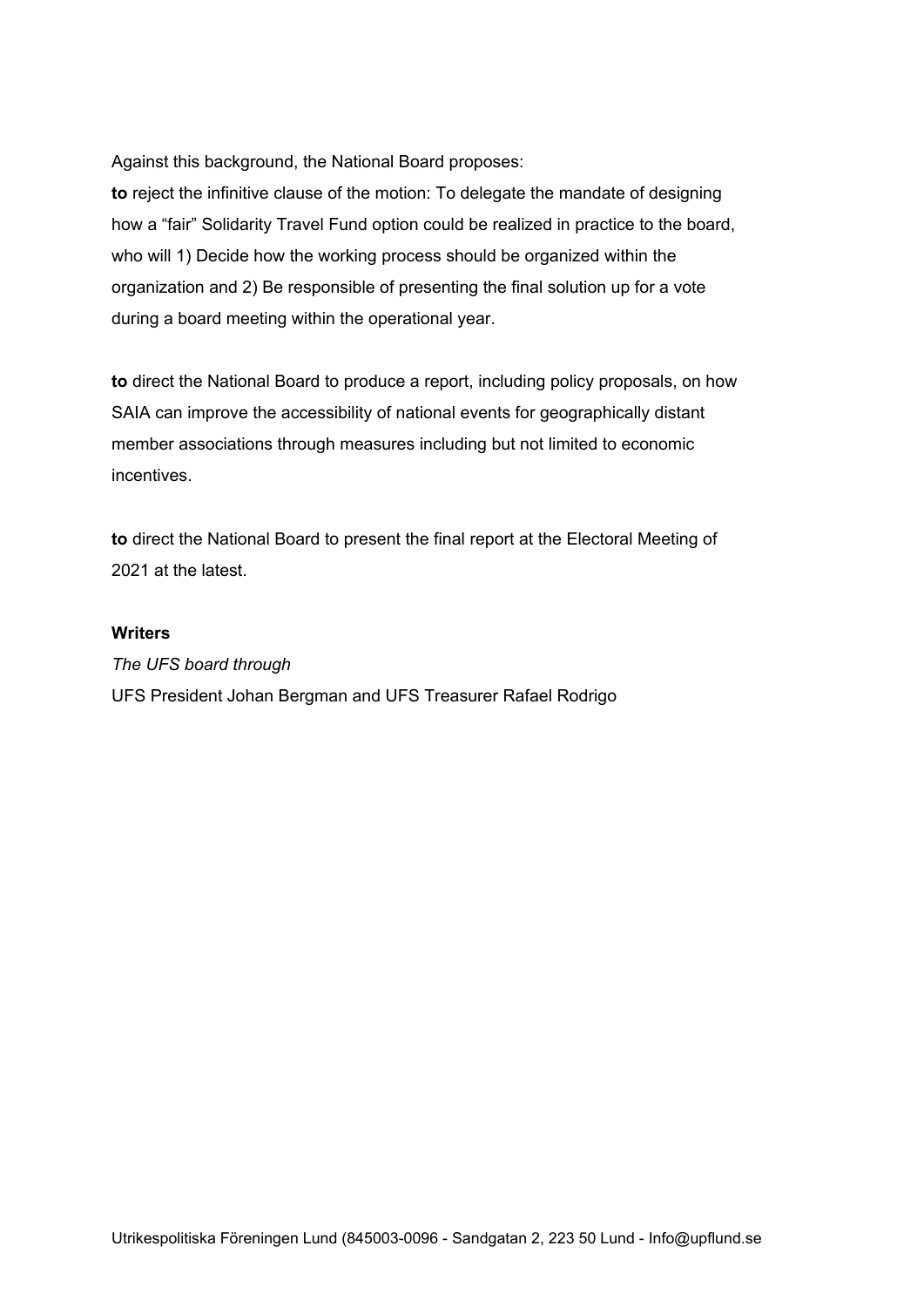Against this background, the National Board proposes:

**to** reject the infinitive clause of the motion: To delegate the mandate of designing how a “fair” Solidarity Travel Fund option could be realized in practice to the board, who will 1) Decide how the working process should be organized within the organization and 2) Be responsible of presenting the final solution up for a vote during a board meeting within the operational year.

**to** direct the National Board to produce a report, including policy proposals, on how SAIA can improve the accessibility of national events for geographically distant member associations through measures including but not limited to economic incentives.

**to** direct the National Board to present the final report at the Electoral Meeting of 2021 at the latest.

**Writers**

*The UFS board through*

UFS President Johan Bergman and UFS Treasurer Rafael Rodrigo